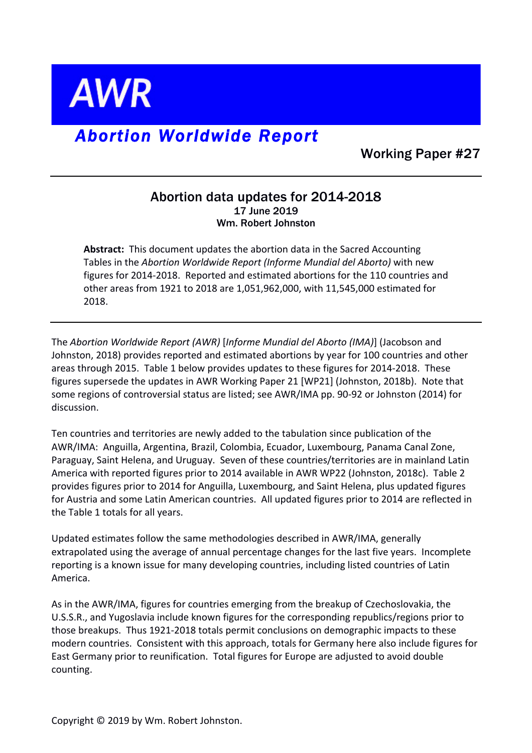# AWR

## *Abortion Worldwide Report*

Working Paper #27

---

### Abortion data updates for 2014-2018

**17 June 2019**

**Wm. Robert Johnston**

> **Abstract:** This document updates the abortion data in the Sacred Accounting Tables in the *Abortion Worldwide Report (Informe Mundial del Aborto)* with new figures for 2014-2018. Reported and estimated abortions for the 110 countries and other areas from 1921 to 2018 are 1,051,962,000, with 11,545,000 estimated for 2018.

---

The *Abortion Worldwide Report (AWR)* [*Informe Mundial del Aborto (IMA)*] (Jacobson and Johnston, 2018) provides reported and estimated abortions by year for 100 countries and other areas through 2015. Table 1 below provides updates to these figures for 2014-2018. These figures supersede the updates in AWR Working Paper 21 [WP21] (Johnston, 2018b). Note that some regions of controversial status are listed; see AWR/IMA pp. 90-92 or Johnston (2014) for discussion.

Ten countries and territories are newly added to the tabulation since publication of the AWR/IMA: Anguilla, Argentina, Brazil, Colombia, Ecuador, Luxembourg, Panama Canal Zone, Paraguay, Saint Helena, and Uruguay. Seven of these countries/territories are in mainland Latin America with reported figures prior to 2014 available in AWR WP22 (Johnston, 2018c). Table 2 provides figures prior to 2014 for Anguilla, Luxembourg, and Saint Helena, plus updated figures for Austria and some Latin American countries. All updated figures prior to 2014 are reflected in the Table 1 totals for all years.

Updated estimates follow the same methodologies described in AWR/IMA, generally extrapolated using the average of annual percentage changes for the last five years. Incomplete reporting is a known issue for many developing countries, including listed countries of Latin America.

As in the AWR/IMA, figures for countries emerging from the breakup of Czechoslovakia, the U.S.S.R., and Yugoslavia include known figures for the corresponding republics/regions prior to those breakups. Thus 1921-2018 totals permit conclusions on demographic impacts to these modern countries. Consistent with this approach, totals for Germany here also include figures for East Germany prior to reunification. Total figures for Europe are adjusted to avoid double counting.

Copyright © 2019 by Wm. Robert Johnston.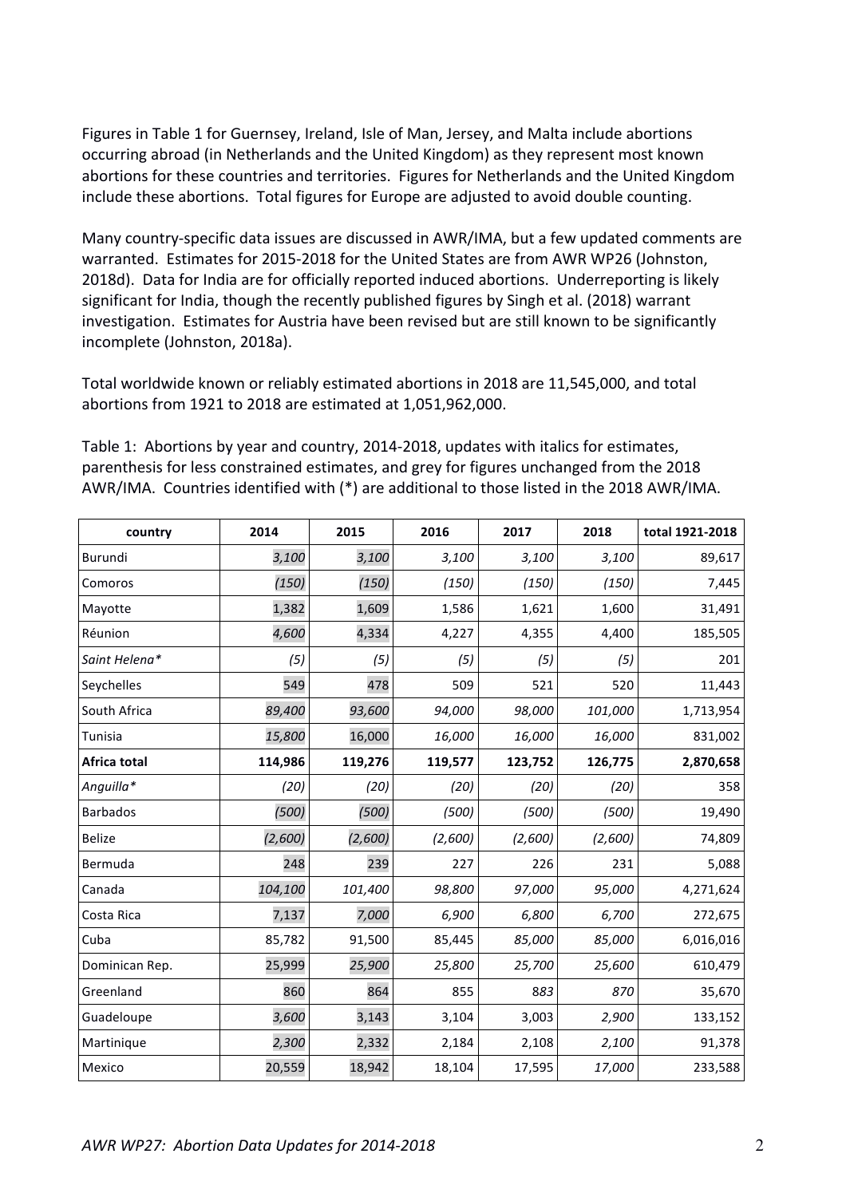Figures in Table 1 for Guernsey, Ireland, Isle of Man, Jersey, and Malta include abortions occurring abroad (in Netherlands and the United Kingdom) as they represent most known abortions for these countries and territories. Figures for Netherlands and the United Kingdom include these abortions. Total figures for Europe are adjusted to avoid double counting.

Many country-specific data issues are discussed in AWR/IMA, but a few updated comments are warranted. Estimates for 2015-2018 for the United States are from AWR WP26 (Johnston, 2018d). Data for India are for officially reported induced abortions. Underreporting is likely significant for India, though the recently published figures by Singh et al. (2018) warrant investigation. Estimates for Austria have been revised but are still known to be significantly incomplete (Johnston, 2018a).

Total worldwide known or reliably estimated abortions in 2018 are 11,545,000, and total abortions from 1921 to 2018 are estimated at 1,051,962,000.

Table 1: Abortions by year and country, 2014-2018, updates with italics for estimates, parenthesis for less constrained estimates, and grey for figures unchanged from the 2018 AWR/IMA. Countries identified with (*) are additional to those listed in the 2018 AWR/IMA.

| country | 2014 | 2015 | 2016 | 2017 | 2018 | total 1921-2018 |
|---|---|---|---|---|---|---|
| Burundi | *3,100* | *3,100* | *3,100* | *3,100* | *3,100* | 89,617 |
| Comoros | *(150)* | *(150)* | *(150)* | *(150)* | *(150)* | 7,445 |
| Mayotte | 1,382 | 1,609 | 1,586 | 1,621 | 1,600 | 31,491 |
| Réunion | *4,600* | 4,334 | 4,227 | 4,355 | 4,400 | 185,505 |
| *Saint Helena** | *(5)* | *(5)* | *(5)* | *(5)* | *(5)* | 201 |
| Seychelles | 549 | 478 | 509 | 521 | 520 | 11,443 |
| South Africa | *89,400* | *93,600* | *94,000* | *98,000* | *101,000* | 1,713,954 |
| Tunisia | *15,800* | 16,000 | *16,000* | *16,000* | *16,000* | 831,002 |
| **Africa total** | **114,986** | **119,276** | **119,577** | **123,752** | **126,775** | **2,870,658** |
| *Anguilla** | *(20)* | *(20)* | *(20)* | *(20)* | *(20)* | 358 |
| Barbados | *(500)* | *(500)* | *(500)* | *(500)* | *(500)* | 19,490 |
| Belize | *(2,600)* | *(2,600)* | *(2,600)* | *(2,600)* | *(2,600)* | 74,809 |
| Bermuda | 248 | 239 | 227 | 226 | 231 | 5,088 |
| Canada | *104,100* | *101,400* | *98,800* | *97,000* | *95,000* | 4,271,624 |
| Costa Rica | 7,137 | *7,000* | *6,900* | *6,800* | *6,700* | 272,675 |
| Cuba | 85,782 | 91,500 | 85,445 | *85,000* | *85,000* | 6,016,016 |
| Dominican Rep. | 25,999 | *25,900* | *25,800* | *25,700* | *25,600* | 610,479 |
| Greenland | 860 | 864 | 855 | *883* | *870* | 35,670 |
| Guadeloupe | *3,600* | 3,143 | 3,104 | 3,003 | *2,900* | 133,152 |
| Martinique | *2,300* | 2,332 | 2,184 | 2,108 | *2,100* | 91,378 |
| Mexico | 20,559 | 18,942 | 18,104 | 17,595 | *17,000* | 233,588 |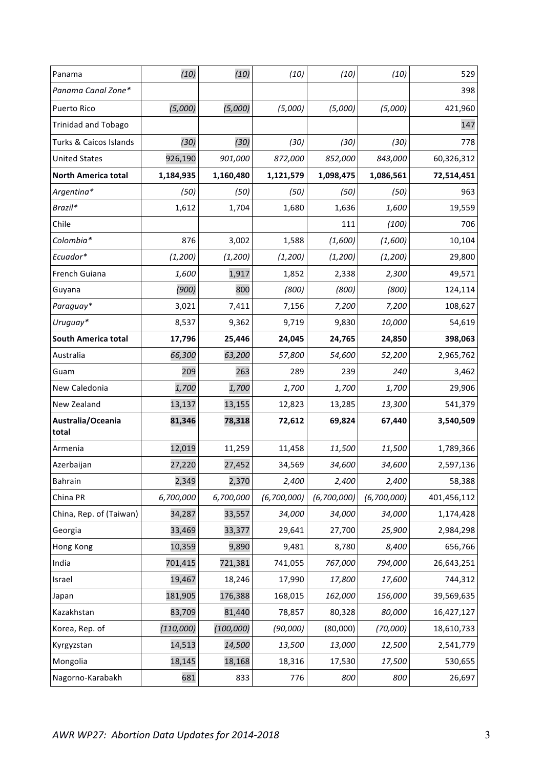| | | | | | | |
|---|---|---|---|---|---|---|
| Panama | *(10)* | *(10)* | *(10)* | *(10)* | *(10)* | 529 |
| *Panama Canal Zone** | | | | | | 398 |
| Puerto Rico | *(5,000)* | *(5,000)* | *(5,000)* | *(5,000)* | *(5,000)* | 421,960 |
| Trinidad and Tobago | | | | | | 147 |
| Turks & Caicos Islands | *(30)* | *(30)* | *(30)* | *(30)* | *(30)* | 778 |
| United States | 926,190 | *901,000* | *872,000* | *852,000* | *843,000* | 60,326,312 |
| **North America total** | **1,184,935** | **1,160,480** | **1,121,579** | **1,098,475** | **1,086,561** | **72,514,451** |
| *Argentina** | *(50)* | *(50)* | *(50)* | *(50)* | *(50)* | 963 |
| *Brazil** | 1,612 | 1,704 | 1,680 | 1,636 | *1,600* | 19,559 |
| Chile | | | | 111 | *(100)* | 706 |
| *Colombia** | 876 | 3,002 | 1,588 | *(1,600)* | *(1,600)* | 10,104 |
| *Ecuador** | *(1,200)* | *(1,200)* | *(1,200)* | *(1,200)* | *(1,200)* | 29,800 |
| French Guiana | *1,600* | 1,917 | 1,852 | 2,338 | *2,300* | 49,571 |
| Guyana | *(900)* | 800 | *(800)* | *(800)* | *(800)* | 124,114 |
| *Paraguay** | 3,021 | 7,411 | 7,156 | *7,200* | *7,200* | 108,627 |
| *Uruguay** | 8,537 | 9,362 | 9,719 | 9,830 | *10,000* | 54,619 |
| **South America total** | **17,796** | **25,446** | **24,045** | **24,765** | **24,850** | **398,063** |
| Australia | *66,300* | *63,200* | *57,800* | *54,600* | *52,200* | 2,965,762 |
| Guam | 209 | 263 | 289 | 239 | *240* | 3,462 |
| New Caledonia | *1,700* | *1,700* | *1,700* | *1,700* | *1,700* | 29,906 |
| New Zealand | 13,137 | 13,155 | 12,823 | 13,285 | *13,300* | 541,379 |
| **Australia/Oceania total** | **81,346** | **78,318** | **72,612** | **69,824** | **67,440** | **3,540,509** |
| Armenia | 12,019 | 11,259 | 11,458 | *11,500* | *11,500* | 1,789,366 |
| Azerbaijan | 27,220 | 27,452 | 34,569 | *34,600* | *34,600* | 2,597,136 |
| Bahrain | 2,349 | 2,370 | *2,400* | *2,400* | *2,400* | 58,388 |
| China PR | *6,700,000* | *6,700,000* | *(6,700,000)* | *(6,700,000)* | *(6,700,000)* | 401,456,112 |
| China, Rep. of (Taiwan) | 34,287 | 33,557 | *34,000* | *34,000* | *34,000* | 1,174,428 |
| Georgia | 33,469 | 33,377 | 29,641 | *27,700* | *25,900* | 2,984,298 |
| Hong Kong | 10,359 | 9,890 | 9,481 | 8,780 | *8,400* | 656,766 |
| India | 701,415 | 721,381 | 741,055 | *767,000* | *794,000* | 26,643,251 |
| Israel | 19,467 | 18,246 | 17,990 | *17,800* | *17,600* | 744,312 |
| Japan | 181,905 | 176,388 | 168,015 | *162,000* | *156,000* | 39,569,635 |
| Kazakhstan | 83,709 | 81,440 | 78,857 | 80,328 | *80,000* | 16,427,127 |
| Korea, Rep. of | *(110,000)* | *(100,000)* | *(90,000)* | (80,000) | *(70,000)* | 18,610,733 |
| Kyrgyzstan | 14,513 | *14,500* | *13,500* | *13,000* | *12,500* | 2,541,779 |
| Mongolia | 18,145 | 18,168 | 18,316 | 17,530 | *17,500* | 530,655 |
| Nagorno-Karabakh | 681 | 833 | 776 | *800* | *800* | 26,697 |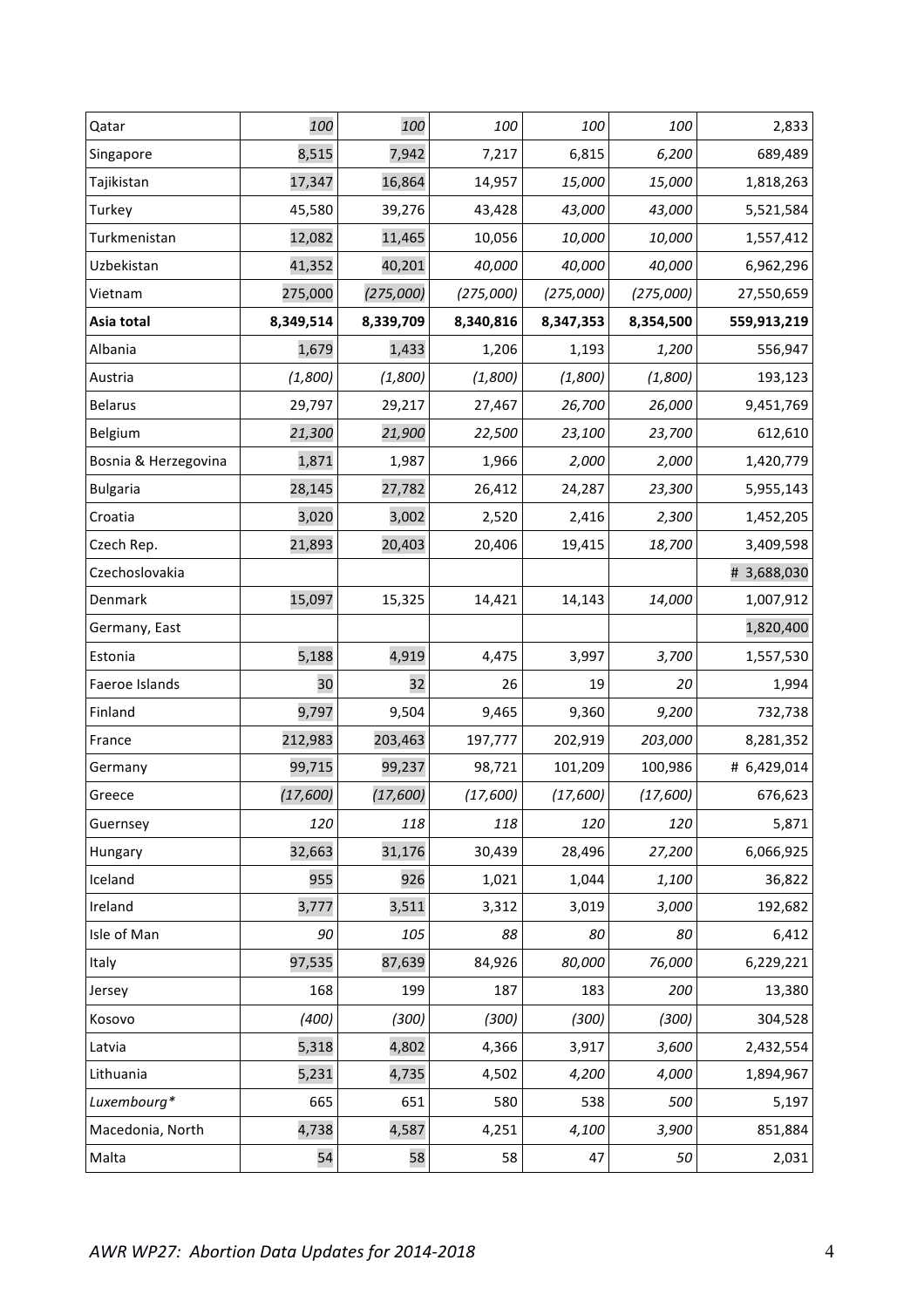| Qatar | *100* | *100* | *100* | *100* | *100* | 2,833 |
|---|---|---|---|---|---|---|
| Singapore | 8,515 | 7,942 | 7,217 | 6,815 | *6,200* | 689,489 |
| Tajikistan | 17,347 | 16,864 | 14,957 | *15,000* | *15,000* | 1,818,263 |
| Turkey | 45,580 | 39,276 | 43,428 | *43,000* | *43,000* | 5,521,584 |
| Turkmenistan | 12,082 | 11,465 | 10,056 | *10,000* | *10,000* | 1,557,412 |
| Uzbekistan | 41,352 | 40,201 | *40,000* | *40,000* | *40,000* | 6,962,296 |
| Vietnam | 275,000 | *(275,000)* | *(275,000)* | *(275,000)* | *(275,000)* | 27,550,659 |
| **Asia total** | **8,349,514** | **8,339,709** | **8,340,816** | **8,347,353** | **8,354,500** | **559,913,219** |
| Albania | 1,679 | 1,433 | 1,206 | 1,193 | *1,200* | 556,947 |
| Austria | *(1,800)* | *(1,800)* | *(1,800)* | *(1,800)* | *(1,800)* | 193,123 |
| Belarus | 29,797 | 29,217 | 27,467 | *26,700* | *26,000* | 9,451,769 |
| Belgium | *21,300* | *21,900* | *22,500* | *23,100* | *23,700* | 612,610 |
| Bosnia & Herzegovina | 1,871 | 1,987 | 1,966 | *2,000* | *2,000* | 1,420,779 |
| Bulgaria | 28,145 | 27,782 | 26,412 | 24,287 | *23,300* | 5,955,143 |
| Croatia | 3,020 | 3,002 | 2,520 | 2,416 | *2,300* | 1,452,205 |
| Czech Rep. | 21,893 | 20,403 | 20,406 | 19,415 | *18,700* | 3,409,598 |
| Czechoslovakia | | | | | | # 3,688,030 |
| Denmark | 15,097 | 15,325 | 14,421 | 14,143 | *14,000* | 1,007,912 |
| Germany, East | | | | | | 1,820,400 |
| Estonia | 5,188 | 4,919 | 4,475 | 3,997 | *3,700* | 1,557,530 |
| Faeroe Islands | 30 | 32 | 26 | 19 | *20* | 1,994 |
| Finland | 9,797 | 9,504 | 9,465 | 9,360 | *9,200* | 732,738 |
| France | 212,983 | 203,463 | 197,777 | 202,919 | *203,000* | 8,281,352 |
| Germany | 99,715 | 99,237 | 98,721 | 101,209 | 100,986 | # 6,429,014 |
| Greece | *(17,600)* | *(17,600)* | *(17,600)* | *(17,600)* | *(17,600)* | 676,623 |
| Guernsey | *120* | *118* | *118* | *120* | *120* | 5,871 |
| Hungary | 32,663 | 31,176 | 30,439 | 28,496 | *27,200* | 6,066,925 |
| Iceland | 955 | 926 | 1,021 | 1,044 | *1,100* | 36,822 |
| Ireland | 3,777 | 3,511 | 3,312 | 3,019 | *3,000* | 192,682 |
| Isle of Man | *90* | *105* | *88* | *80* | *80* | 6,412 |
| Italy | 97,535 | 87,639 | 84,926 | *80,000* | *76,000* | 6,229,221 |
| Jersey | 168 | 199 | 187 | 183 | *200* | 13,380 |
| Kosovo | *(400)* | *(300)* | *(300)* | *(300)* | *(300)* | 304,528 |
| Latvia | 5,318 | 4,802 | 4,366 | 3,917 | *3,600* | 2,432,554 |
| Lithuania | 5,231 | 4,735 | 4,502 | *4,200* | *4,000* | 1,894,967 |
| *Luxembourg** | 665 | 651 | 580 | 538 | *500* | 5,197 |
| Macedonia, North | 4,738 | 4,587 | 4,251 | *4,100* | *3,900* | 851,884 |
| Malta | 54 | 58 | 58 | 47 | *50* | 2,031 |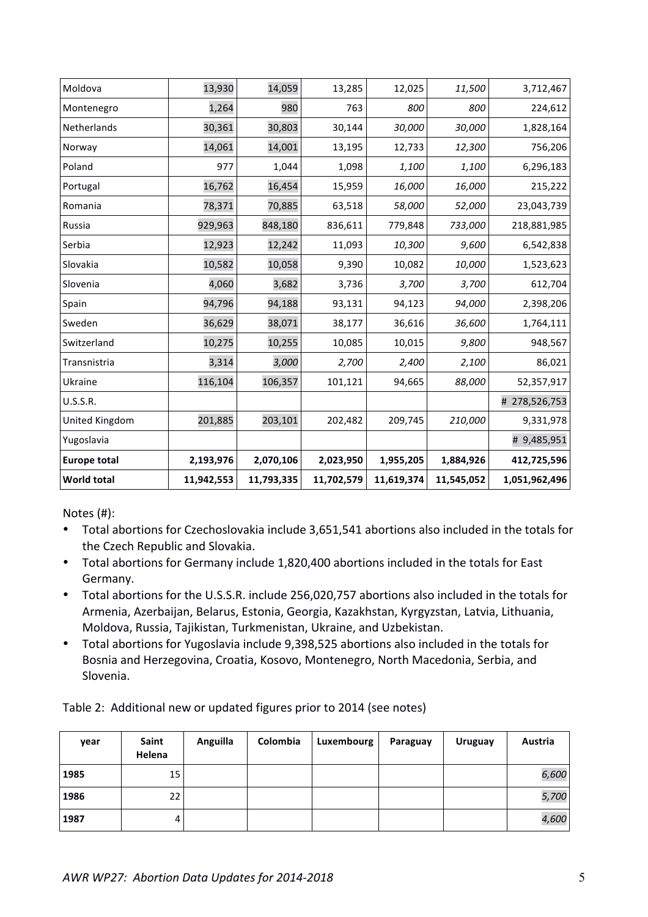| Moldova | 13,930 | 14,059 | 13,285 | 12,025 | *11,500* | 3,712,467 |
|---|---|---|---|---|---|---|
| Montenegro | 1,264 | 980 | 763 | *800* | *800* | 224,612 |
| Netherlands | 30,361 | 30,803 | 30,144 | *30,000* | *30,000* | 1,828,164 |
| Norway | 14,061 | 14,001 | 13,195 | 12,733 | *12,300* | 756,206 |
| Poland | 977 | 1,044 | 1,098 | *1,100* | *1,100* | 6,296,183 |
| Portugal | 16,762 | 16,454 | 15,959 | *16,000* | *16,000* | 215,222 |
| Romania | 78,371 | 70,885 | 63,518 | *58,000* | *52,000* | 23,043,739 |
| Russia | 929,963 | 848,180 | 836,611 | 779,848 | *733,000* | 218,881,985 |
| Serbia | 12,923 | 12,242 | 11,093 | *10,300* | *9,600* | 6,542,838 |
| Slovakia | 10,582 | 10,058 | 9,390 | 10,082 | *10,000* | 1,523,623 |
| Slovenia | 4,060 | 3,682 | 3,736 | *3,700* | *3,700* | 612,704 |
| Spain | 94,796 | 94,188 | 93,131 | 94,123 | *94,000* | 2,398,206 |
| Sweden | 36,629 | 38,071 | 38,177 | 36,616 | *36,600* | 1,764,111 |
| Switzerland | 10,275 | 10,255 | 10,085 | 10,015 | *9,800* | 948,567 |
| Transnistria | 3,314 | *3,000* | *2,700* | *2,400* | *2,100* | 86,021 |
| Ukraine | 116,104 | 106,357 | 101,121 | 94,665 | *88,000* | 52,357,917 |
| U.S.S.R. | | | | | | # 278,526,753 |
| United Kingdom | 201,885 | 203,101 | 202,482 | 209,745 | *210,000* | 9,331,978 |
| Yugoslavia | | | | | | # 9,485,951 |
| **Europe total** | **2,193,976** | **2,070,106** | **2,023,950** | **1,955,205** | **1,884,926** | **412,725,596** |
| **World total** | **11,942,553** | **11,793,335** | **11,702,579** | **11,619,374** | **11,545,052** | **1,051,962,496** |

Notes (#):

- Total abortions for Czechoslovakia include 3,651,541 abortions also included in the totals for the Czech Republic and Slovakia.
- Total abortions for Germany include 1,820,400 abortions included in the totals for East Germany.
- Total abortions for the U.S.S.R. include 256,020,757 abortions also included in the totals for Armenia, Azerbaijan, Belarus, Estonia, Georgia, Kazakhstan, Kyrgyzstan, Latvia, Lithuania, Moldova, Russia, Tajikistan, Turkmenistan, Ukraine, and Uzbekistan.
- Total abortions for Yugoslavia include 9,398,525 abortions also included in the totals for Bosnia and Herzegovina, Croatia, Kosovo, Montenegro, North Macedonia, Serbia, and Slovenia.

Table 2: Additional new or updated figures prior to 2014 (see notes)

| year | Saint Helena | Anguilla | Colombia | Luxembourg | Paraguay | Uruguay | Austria |
|---|---|---|---|---|---|---|---|
| **1985** | 15 | | | | | | *6,600* |
| **1986** | 22 | | | | | | *5,700* |
| **1987** | 4 | | | | | | *4,600* |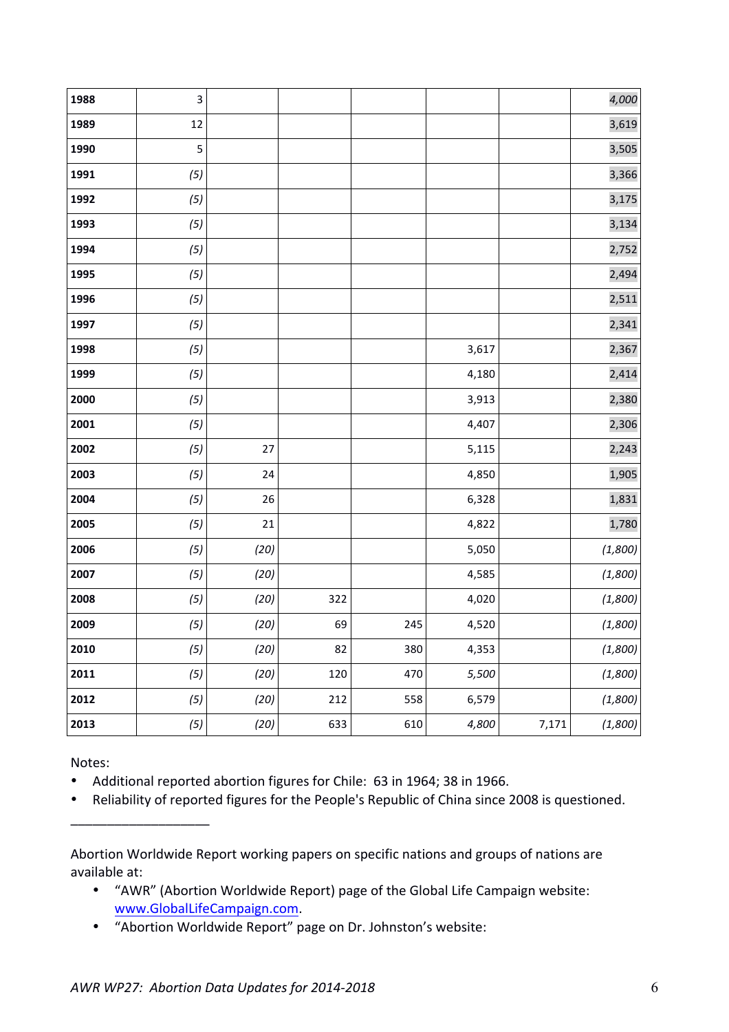| | | | | | | | |
|---|---|---|---|---|---|---|---|
| **1988** | 3 | | | | | | *4,000* |
| **1989** | 12 | | | | | | 3,619 |
| **1990** | 5 | | | | | | 3,505 |
| **1991** | *(5)* | | | | | | 3,366 |
| **1992** | *(5)* | | | | | | 3,175 |
| **1993** | *(5)* | | | | | | 3,134 |
| **1994** | *(5)* | | | | | | 2,752 |
| **1995** | *(5)* | | | | | | 2,494 |
| **1996** | *(5)* | | | | | | 2,511 |
| **1997** | *(5)* | | | | | | 2,341 |
| **1998** | *(5)* | | | | 3,617 | | 2,367 |
| **1999** | *(5)* | | | | 4,180 | | 2,414 |
| **2000** | *(5)* | | | | 3,913 | | 2,380 |
| **2001** | *(5)* | | | | 4,407 | | 2,306 |
| **2002** | *(5)* | 27 | | | 5,115 | | 2,243 |
| **2003** | *(5)* | 24 | | | 4,850 | | 1,905 |
| **2004** | *(5)* | 26 | | | 6,328 | | 1,831 |
| **2005** | *(5)* | 21 | | | 4,822 | | 1,780 |
| **2006** | *(5)* | *(20)* | | | 5,050 | | *(1,800)* |
| **2007** | *(5)* | *(20)* | | | 4,585 | | *(1,800)* |
| **2008** | *(5)* | *(20)* | 322 | | 4,020 | | *(1,800)* |
| **2009** | *(5)* | *(20)* | 69 | 245 | 4,520 | | *(1,800)* |
| **2010** | *(5)* | *(20)* | 82 | 380 | 4,353 | | *(1,800)* |
| **2011** | *(5)* | *(20)* | 120 | 470 | *5,500* | | *(1,800)* |
| **2012** | *(5)* | *(20)* | 212 | 558 | 6,579 | | *(1,800)* |
| **2013** | *(5)* | *(20)* | 633 | 610 | *4,800* | 7,171 | *(1,800)* |

Notes:

- Additional reported abortion figures for Chile: 63 in 1964; 38 in 1966.
- Reliability of reported figures for the People's Republic of China since 2008 is questioned.

___________________

Abortion Worldwide Report working papers on specific nations and groups of nations are available at:

- "AWR" (Abortion Worldwide Report) page of the Global Life Campaign website: www.GlobalLifeCampaign.com.
- "Abortion Worldwide Report" page on Dr. Johnston's website: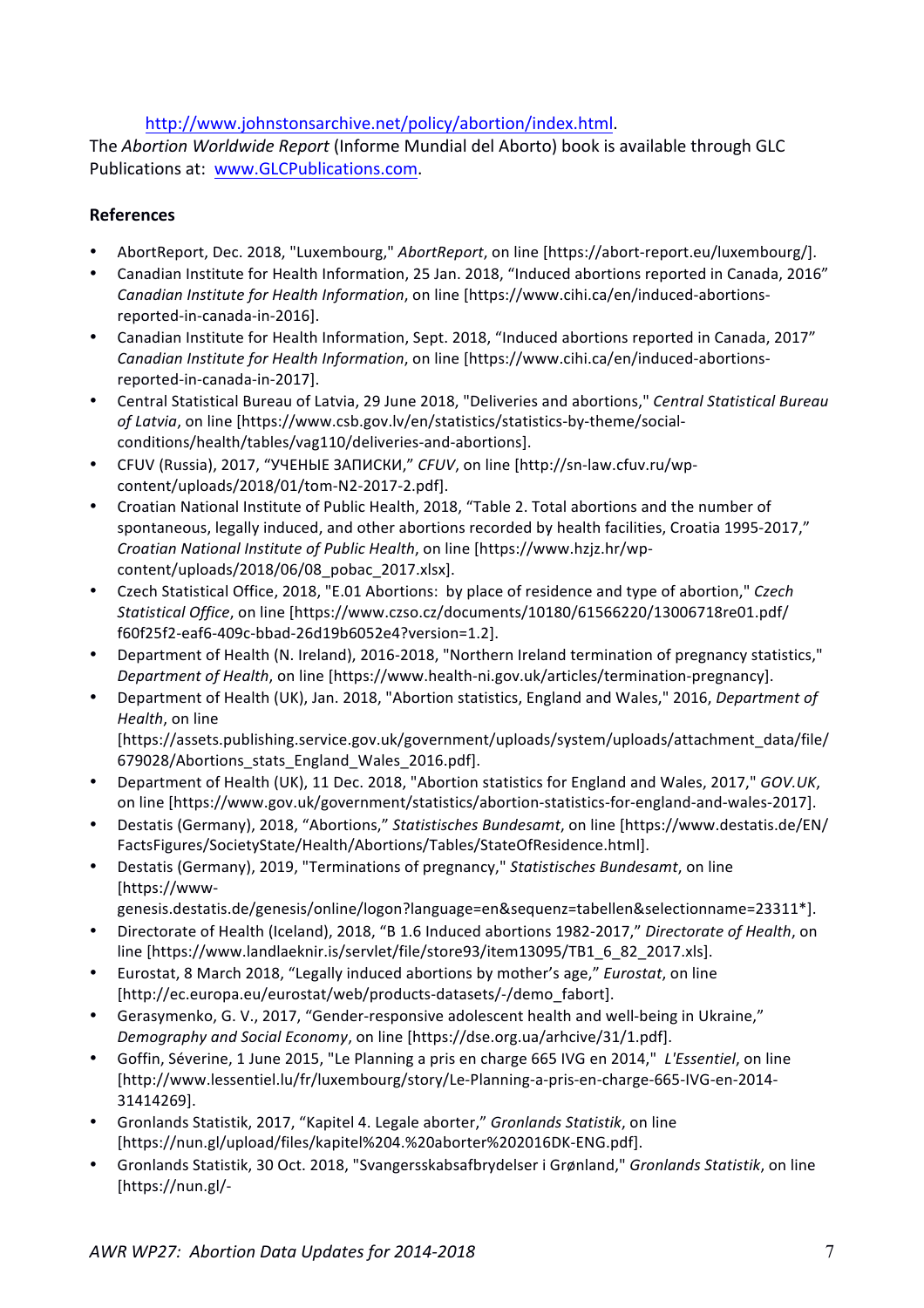http://www.johnstonsarchive.net/policy/abortion/index.html.

The *Abortion Worldwide Report* (Informe Mundial del Aborto) book is available through GLC Publications at: www.GLCPublications.com.

**References**

- AbortReport, Dec. 2018, "Luxembourg," *AbortReport*, on line [https://abort-report.eu/luxembourg/].
- Canadian Institute for Health Information, 25 Jan. 2018, "Induced abortions reported in Canada, 2016" *Canadian Institute for Health Information*, on line [https://www.cihi.ca/en/induced-abortions-reported-in-canada-in-2016].
- Canadian Institute for Health Information, Sept. 2018, "Induced abortions reported in Canada, 2017" *Canadian Institute for Health Information*, on line [https://www.cihi.ca/en/induced-abortions-reported-in-canada-in-2017].
- Central Statistical Bureau of Latvia, 29 June 2018, "Deliveries and abortions," *Central Statistical Bureau of Latvia*, on line [https://www.csb.gov.lv/en/statistics/statistics-by-theme/social-conditions/health/tables/vag110/deliveries-and-abortions].
- CFUV (Russia), 2017, "УЧЕНЫЕ ЗАПИСКИ," *CFUV*, on line [http://sn-law.cfuv.ru/wp-content/uploads/2018/01/tom-N2-2017-2.pdf].
- Croatian National Institute of Public Health, 2018, "Table 2. Total abortions and the number of spontaneous, legally induced, and other abortions recorded by health facilities, Croatia 1995-2017," *Croatian National Institute of Public Health*, on line [https://www.hzjz.hr/wp-content/uploads/2018/06/08_pobac_2017.xlsx].
- Czech Statistical Office, 2018, "E.01 Abortions: by place of residence and type of abortion," *Czech Statistical Office*, on line [https://www.czso.cz/documents/10180/61566220/13006718re01.pdf/f60f25f2-eaf6-409c-bbad-26d19b6052e4?version=1.2].
- Department of Health (N. Ireland), 2016-2018, "Northern Ireland termination of pregnancy statistics," *Department of Health*, on line [https://www.health-ni.gov.uk/articles/termination-pregnancy].
- Department of Health (UK), Jan. 2018, "Abortion statistics, England and Wales," 2016, *Department of Health*, on line [https://assets.publishing.service.gov.uk/government/uploads/system/uploads/attachment_data/file/679028/Abortions_stats_England_Wales_2016.pdf].
- Department of Health (UK), 11 Dec. 2018, "Abortion statistics for England and Wales, 2017," *GOV.UK*, on line [https://www.gov.uk/government/statistics/abortion-statistics-for-england-and-wales-2017].
- Destatis (Germany), 2018, "Abortions," *Statistisches Bundesamt*, on line [https://www.destatis.de/EN/FactsFigures/SocietyState/Health/Abortions/Tables/StateOfResidence.html].
- Destatis (Germany), 2019, "Terminations of pregnancy," *Statistisches Bundesamt*, on line [https://www-genesis.destatis.de/genesis/online/logon?language=en&sequenz=tabellen&selectionname=23311*].
- Directorate of Health (Iceland), 2018, "B 1.6 Induced abortions 1982-2017," *Directorate of Health*, on line [https://www.landlaeknir.is/servlet/file/store93/item13095/TB1_6_82_2017.xls].
- Eurostat, 8 March 2018, "Legally induced abortions by mother's age," *Eurostat*, on line [http://ec.europa.eu/eurostat/web/products-datasets/-/demo_fabort].
- Gerasymenko, G. V., 2017, "Gender-responsive adolescent health and well-being in Ukraine," *Demography and Social Economy*, on line [https://dse.org.ua/arhcive/31/1.pdf].
- Goffin, Séverine, 1 June 2015, "Le Planning a pris en charge 665 IVG en 2014," *L'Essentiel*, on line [http://www.lessentiel.lu/fr/luxembourg/story/Le-Planning-a-pris-en-charge-665-IVG-en-2014-31414269].
- Gronlands Statistik, 2017, "Kapitel 4. Legale aborter," *Gronlands Statistik*, on line [https://nun.gl/upload/files/kapitel%204.%20aborter%202016DK-ENG.pdf].
- Gronlands Statistik, 30 Oct. 2018, "Svangersskabsafbrydelser i Grønland," *Gronlands Statistik*, on line [https://nun.gl/-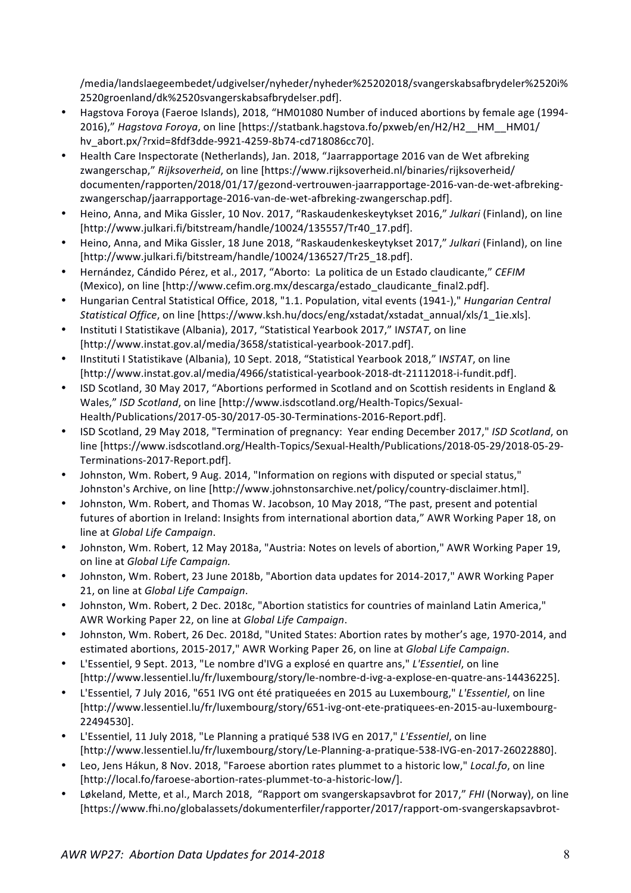/media/landslaegeembedet/udgivelser/nyheder/nyheder%25202018/svangerskabsafbrydeler%2520i%2520groenland/dk%2520svangerskabsafbrydelser.pdf].

- Hagstova Foroya (Faeroe Islands), 2018, "HM01080 Number of induced abortions by female age (1994-2016)," *Hagstova Foroya*, on line [https://statbank.hagstova.fo/pxweb/en/H2/H2__HM__HM01/hv_abort.px/?rxid=8fdf3dde-9921-4259-8b74-cd718086cc70].
- Health Care Inspectorate (Netherlands), Jan. 2018, "Jaarrapportage 2016 van de Wet afbreking zwangerschap," *Rijksoverheid*, on line [https://www.rijksoverheid.nl/binaries/rijksoverheid/documenten/rapporten/2018/01/17/gezond-vertrouwen-jaarrapportage-2016-van-de-wet-afbreking-zwangerschap/jaarrapportage-2016-van-de-wet-afbreking-zwangerschap.pdf].
- Heino, Anna, and Mika Gissler, 10 Nov. 2017, "Raskaudenkeskeytykset 2016," *Julkari* (Finland), on line [http://www.julkari.fi/bitstream/handle/10024/135557/Tr40_17.pdf].
- Heino, Anna, and Mika Gissler, 18 June 2018, "Raskaudenkeskeytykset 2017," *Julkari* (Finland), on line [http://www.julkari.fi/bitstream/handle/10024/136527/Tr25_18.pdf].
- Hernández, Cándido Pérez, et al., 2017, "Aborto: La politica de un Estado claudicante," *CEFIM* (Mexico), on line [http://www.cefim.org.mx/descarga/estado_claudicante_final2.pdf].
- Hungarian Central Statistical Office, 2018, "1.1. Population, vital events (1941-)," *Hungarian Central Statistical Office*, on line [https://www.ksh.hu/docs/eng/xstadat/xstadat_annual/xls/1_1ie.xls].
- Instituti I Statistikave (Albania), 2017, "Statistical Yearbook 2017," I*NSTAT*, on line [http://www.instat.gov.al/media/3658/statistical-yearbook-2017.pdf].
- IInstituti I Statistikave (Albania), 10 Sept. 2018, "Statistical Yearbook 2018," I*NSTAT*, on line [http://www.instat.gov.al/media/4966/statistical-yearbook-2018-dt-21112018-i-fundit.pdf].
- ISD Scotland, 30 May 2017, "Abortions performed in Scotland and on Scottish residents in England & Wales," *ISD Scotland*, on line [http://www.isdscotland.org/Health-Topics/Sexual-Health/Publications/2017-05-30/2017-05-30-Terminations-2016-Report.pdf].
- ISD Scotland, 29 May 2018, "Termination of pregnancy: Year ending December 2017," *ISD Scotland*, on line [https://www.isdscotland.org/Health-Topics/Sexual-Health/Publications/2018-05-29/2018-05-29-Terminations-2017-Report.pdf].
- Johnston, Wm. Robert, 9 Aug. 2014, "Information on regions with disputed or special status," Johnston's Archive, on line [http://www.johnstonsarchive.net/policy/country-disclaimer.html].
- Johnston, Wm. Robert, and Thomas W. Jacobson, 10 May 2018, "The past, present and potential futures of abortion in Ireland: Insights from international abortion data," AWR Working Paper 18, on line at *Global Life Campaign*.
- Johnston, Wm. Robert, 12 May 2018a, "Austria: Notes on levels of abortion," AWR Working Paper 19, on line at *Global Life Campaign.*
- Johnston, Wm. Robert, 23 June 2018b, "Abortion data updates for 2014-2017," AWR Working Paper 21, on line at *Global Life Campaign*.
- Johnston, Wm. Robert, 2 Dec. 2018c, "Abortion statistics for countries of mainland Latin America," AWR Working Paper 22, on line at *Global Life Campaign*.
- Johnston, Wm. Robert, 26 Dec. 2018d, "United States: Abortion rates by mother's age, 1970-2014, and estimated abortions, 2015-2017," AWR Working Paper 26, on line at *Global Life Campaign*.
- L'Essentiel, 9 Sept. 2013, "Le nombre d'IVG a explosé en quartre ans," *L'Essentiel*, on line [http://www.lessentiel.lu/fr/luxembourg/story/le-nombre-d-ivg-a-explose-en-quatre-ans-14436225].
- L'Essentiel, 7 July 2016, "651 IVG ont été pratiqueées en 2015 au Luxembourg," *L'Essentiel*, on line [http://www.lessentiel.lu/fr/luxembourg/story/651-ivg-ont-ete-pratiquees-en-2015-au-luxembourg-22494530].
- L'Essentiel, 11 July 2018, "Le Planning a pratiqué 538 IVG en 2017," *L'Essentiel*, on line [http://www.lessentiel.lu/fr/luxembourg/story/Le-Planning-a-pratique-538-IVG-en-2017-26022880].
- Leo, Jens Hákun, 8 Nov. 2018, "Faroese abortion rates plummet to a historic low," *Local.fo*, on line [http://local.fo/faroese-abortion-rates-plummet-to-a-historic-low/].
- Løkeland, Mette, et al., March 2018, "Rapport om svangerskapsavbrot for 2017," *FHI* (Norway), on line [https://www.fhi.no/globalassets/dokumenterfiler/rapporter/2017/rapport-om-svangerskapsavbrot-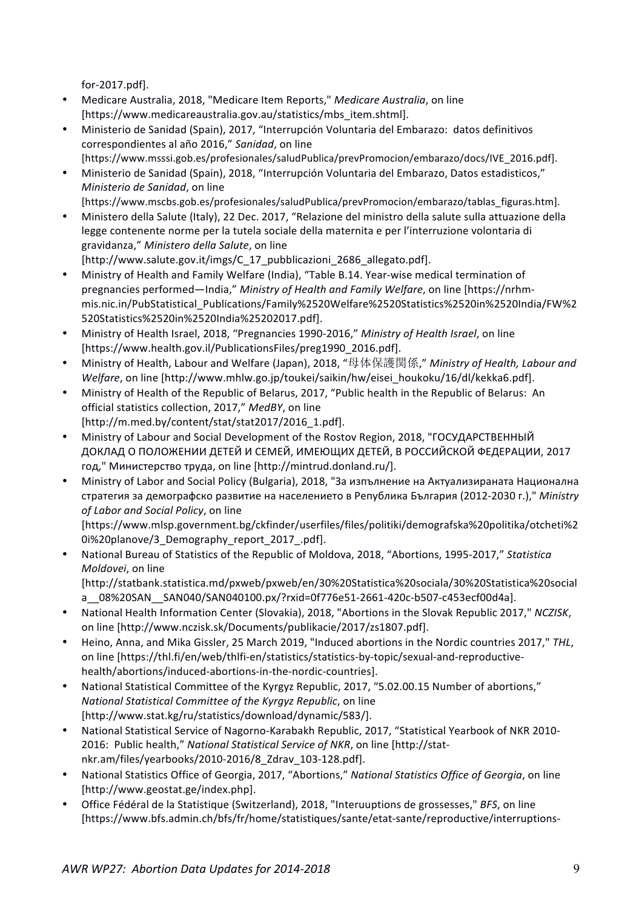for-2017.pdf].

- Medicare Australia, 2018, "Medicare Item Reports," *Medicare Australia*, on line [https://www.medicareaustralia.gov.au/statistics/mbs_item.shtml].
- Ministerio de Sanidad (Spain), 2017, "Interrupción Voluntaria del Embarazo: datos definitivos correspondientes al año 2016," *Sanidad*, on line [https://www.msssi.gob.es/profesionales/saludPublica/prevPromocion/embarazo/docs/IVE_2016.pdf].
- Ministerio de Sanidad (Spain), 2018, "Interrupción Voluntaria del Embarazo, Datos estadisticos," *Ministerio de Sanidad*, on line [https://www.mscbs.gob.es/profesionales/saludPublica/prevPromocion/embarazo/tablas_figuras.htm].
- Ministero della Salute (Italy), 22 Dec. 2017, "Relazione del ministro della salute sulla attuazione della legge contenente norme per la tutela sociale della maternita e per l'interruzione volontaria di gravidanza," *Ministero della Salute*, on line [http://www.salute.gov.it/imgs/C_17_pubblicazioni_2686_allegato.pdf].
- Ministry of Health and Family Welfare (India), "Table B.14. Year-wise medical termination of pregnancies performed—India," *Ministry of Health and Family Welfare*, on line [https://nrhm-mis.nic.in/PubStatistical_Publications/Family%2520Welfare%2520Statistics%2520in%2520India/FW%2520Statistics%2520in%2520India%25202017.pdf].
- Ministry of Health Israel, 2018, "Pregnancies 1990-2016," *Ministry of Health Israel*, on line [https://www.health.gov.il/PublicationsFiles/preg1990_2016.pdf].
- Ministry of Health, Labour and Welfare (Japan), 2018, "母体保護関係," *Ministry of Health, Labour and Welfare*, on line [http://www.mhlw.go.jp/toukei/saikin/hw/eisei_houkoku/16/dl/kekka6.pdf].
- Ministry of Health of the Republic of Belarus, 2017, "Public health in the Republic of Belarus: An official statistics collection, 2017," *MedBY*, on line [http://m.med.by/content/stat/stat2017/2016_1.pdf].
- Ministry of Labour and Social Development of the Rostov Region, 2018, "ГОСУДАРСТВЕННЫЙ ДОКЛАД О ПОЛОЖЕНИИ ДЕТЕЙ И СЕМЕЙ, ИМЕЮЩИХ ДЕТЕЙ, В РОССИЙСКОЙ ФЕДЕРАЦИИ, 2017 год," Министерство труда, on line [http://mintrud.donland.ru/].
- Ministry of Labor and Social Policy (Bulgaria), 2018, "За изпълнение на Актуализираната Национална стратегия за демографско развитие на населението в Република България (2012-2030 г.)," *Ministry of Labor and Social Policy*, on line [https://www.mlsp.government.bg/ckfinder/userfiles/files/politiki/demografska%20politika/otcheti%20i%20planove/3_Demography_report_2017_.pdf].
- National Bureau of Statistics of the Republic of Moldova, 2018, "Abortions, 1995-2017," *Statistica Moldovei*, on line [http://statbank.statistica.md/pxweb/pxweb/en/30%20Statistica%20sociala/30%20Statistica%20sociala__08%20SAN__SAN040/SAN040100.px/?rxid=0f776e51-2661-420c-b507-c453ecf00d4a].
- National Health Information Center (Slovakia), 2018, "Abortions in the Slovak Republic 2017," *NCZISK*, on line [http://www.nczisk.sk/Documents/publikacie/2017/zs1807.pdf].
- Heino, Anna, and Mika Gissler, 25 March 2019, "Induced abortions in the Nordic countries 2017," *THL*, on line [https://thl.fi/en/web/thlfi-en/statistics/statistics-by-topic/sexual-and-reproductive-health/abortions/induced-abortions-in-the-nordic-countries].
- National Statistical Committee of the Kyrgyz Republic, 2017, "5.02.00.15 Number of abortions," *National Statistical Committee of the Kyrgyz Republic*, on line [http://www.stat.kg/ru/statistics/download/dynamic/583/].
- National Statistical Service of Nagorno-Karabakh Republic, 2017, "Statistical Yearbook of NKR 2010-2016: Public health," *National Statistical Service of NKR*, on line [http://stat-nkr.am/files/yearbooks/2010-2016/8_Zdrav_103-128.pdf].
- National Statistics Office of Georgia, 2017, "Abortions," *National Statistics Office of Georgia*, on line [http://www.geostat.ge/index.php].
- Office Fédéral de la Statistique (Switzerland), 2018, "Interuuptions de grossesses," *BFS*, on line [https://www.bfs.admin.ch/bfs/fr/home/statistiques/sante/etat-sante/reproductive/interruptions-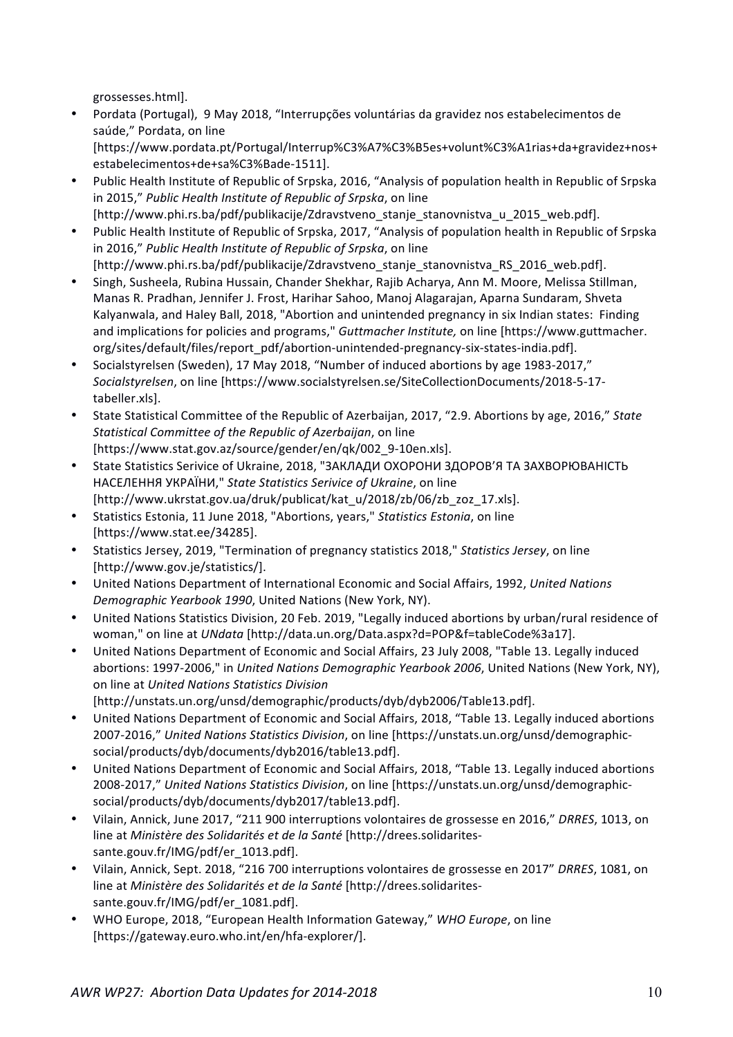grossesses.html].

- Pordata (Portugal), 9 May 2018, "Interrupções voluntárias da gravidez nos estabelecimentos de saúde," Pordata, on line [https://www.pordata.pt/Portugal/Interrup%C3%A7%C3%B5es+volunt%C3%A1rias+da+gravidez+nos+estabelecimentos+de+sa%C3%Bade-1511].
- Public Health Institute of Republic of Srpska, 2016, "Analysis of population health in Republic of Srpska in 2015," *Public Health Institute of Republic of Srpska*, on line [http://www.phi.rs.ba/pdf/publikacije/Zdravstveno_stanje_stanovnistva_u_2015_web.pdf].
- Public Health Institute of Republic of Srpska, 2017, "Analysis of population health in Republic of Srpska in 2016," *Public Health Institute of Republic of Srpska*, on line [http://www.phi.rs.ba/pdf/publikacije/Zdravstveno_stanje_stanovnistva_RS_2016_web.pdf].
- Singh, Susheela, Rubina Hussain, Chander Shekhar, Rajib Acharya, Ann M. Moore, Melissa Stillman, Manas R. Pradhan, Jennifer J. Frost, Harihar Sahoo, Manoj Alagarajan, Aparna Sundaram, Shveta Kalyanwala, and Haley Ball, 2018, "Abortion and unintended pregnancy in six Indian states: Finding and implications for policies and programs," *Guttmacher Institute,* on line [https://www.guttmacher.org/sites/default/files/report_pdf/abortion-unintended-pregnancy-six-states-india.pdf].
- Socialstyrelsen (Sweden), 17 May 2018, "Number of induced abortions by age 1983-2017," *Socialstyrelsen*, on line [https://www.socialstyrelsen.se/SiteCollectionDocuments/2018-5-17-tabeller.xls].
- State Statistical Committee of the Republic of Azerbaijan, 2017, "2.9. Abortions by age, 2016," *State Statistical Committee of the Republic of Azerbaijan*, on line [https://www.stat.gov.az/source/gender/en/qk/002_9-10en.xls].
- State Statistics Serivice of Ukraine, 2018, "ЗАКЛАДИ ОХОРОНИ ЗДОРОВ'Я ТА ЗАХВОРЮВАНІСТЬ НАСЕЛЕННЯ УКРАЇНИ," *State Statistics Serivice of Ukraine*, on line [http://www.ukrstat.gov.ua/druk/publicat/kat_u/2018/zb/06/zb_zoz_17.xls].
- Statistics Estonia, 11 June 2018, "Abortions, years," *Statistics Estonia*, on line [https://www.stat.ee/34285].
- Statistics Jersey, 2019, "Termination of pregnancy statistics 2018," *Statistics Jersey*, on line [http://www.gov.je/statistics/].
- United Nations Department of International Economic and Social Affairs, 1992, *United Nations Demographic Yearbook 1990*, United Nations (New York, NY).
- United Nations Statistics Division, 20 Feb. 2019, "Legally induced abortions by urban/rural residence of woman," on line at *UNdata* [http://data.un.org/Data.aspx?d=POP&f=tableCode%3a17].
- United Nations Department of Economic and Social Affairs, 23 July 2008, "Table 13. Legally induced abortions: 1997-2006," in *United Nations Demographic Yearbook 2006*, United Nations (New York, NY), on line at *United Nations Statistics Division* [http://unstats.un.org/unsd/demographic/products/dyb/dyb2006/Table13.pdf].
- United Nations Department of Economic and Social Affairs, 2018, "Table 13. Legally induced abortions 2007-2016," *United Nations Statistics Division*, on line [https://unstats.un.org/unsd/demographic-social/products/dyb/documents/dyb2016/table13.pdf].
- United Nations Department of Economic and Social Affairs, 2018, "Table 13. Legally induced abortions 2008-2017," *United Nations Statistics Division*, on line [https://unstats.un.org/unsd/demographic-social/products/dyb/documents/dyb2017/table13.pdf].
- Vilain, Annick, June 2017, "211 900 interruptions volontaires de grossesse en 2016," *DRRES*, 1013, on line at *Ministère des Solidarités et de la Santé* [http://drees.solidarites-sante.gouv.fr/IMG/pdf/er_1013.pdf].
- Vilain, Annick, Sept. 2018, "216 700 interruptions volontaires de grossesse en 2017" *DRRES*, 1081, on line at *Ministère des Solidarités et de la Santé* [http://drees.solidarites-sante.gouv.fr/IMG/pdf/er_1081.pdf].
- WHO Europe, 2018, "European Health Information Gateway," *WHO Europe*, on line [https://gateway.euro.who.int/en/hfa-explorer/].